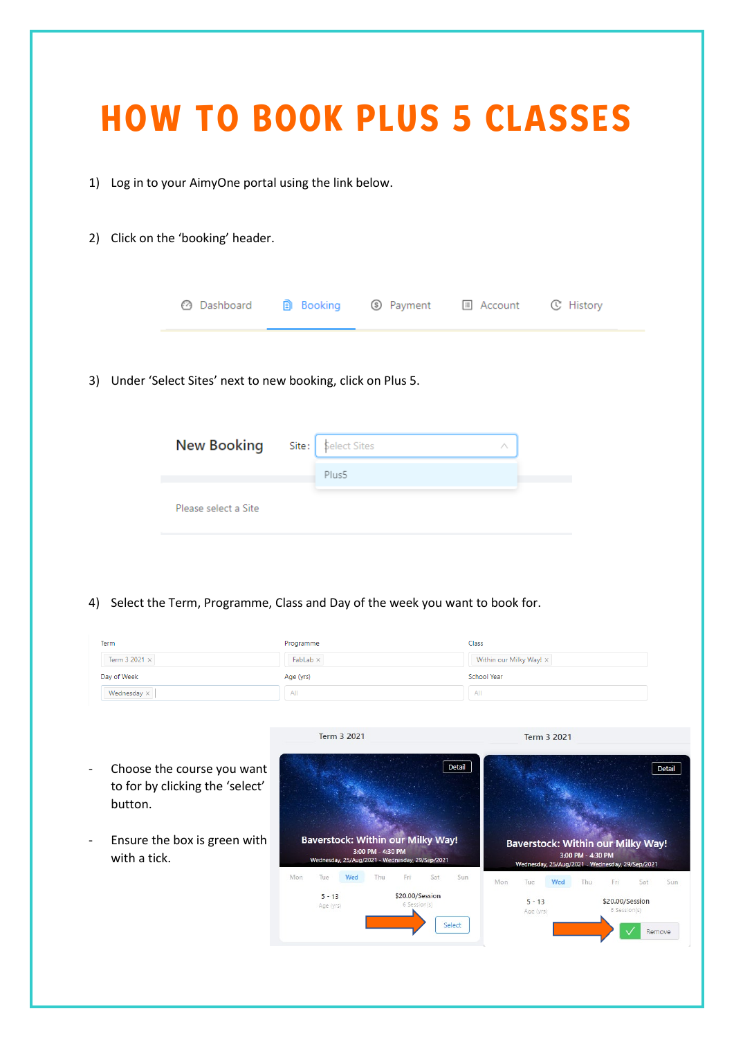# HOW TO BOOK PLUS 5 CLASSES

1) Log in to your AimyOne portal using the link below.

2) Click on the 'booking' header.

Dashboard Booking Payment Account History

3) Under 'Select Sites' next to new booking, click on Plus 5.

New Booking Site: Select Sites

Plus5

Please select a Site

4) Select the Term, Programme, Class and Day of the week you want to book for.

| Term | Programme | Class |
|---|---|---|
| Term 3 2021 × | FabLab × | Within our Milky Way! × |
| **Day of Week** | **Age (yrs)** | **School Year** |
| Wednesday × | All | All |

- Choose the course you want to for by clicking the 'select' button.
- Ensure the box is green with with a tick.

Term 3 2021

Detail

Baverstock: Within our Milky Way!
3:00 PM - 4:30 PM
Wednesday, 25/Aug/2021 - Wednesday, 29/Sep/2021

Mon Tue Wed Thu Fri Sat Sun

5 - 13
Age (yrs)

$20.00/Session
6 Session(s)

Select

Term 3 2021

Detail

Baverstock: Within our Milky Way!
3:00 PM - 4:30 PM
Wednesday, 25/Aug/2021 - Wednesday, 29/Sep/2021

Mon Tue Wed Thu Fri Sat Sun

5 - 13
Age (yrs)

$20.00/Session
6 Session(s)

Remove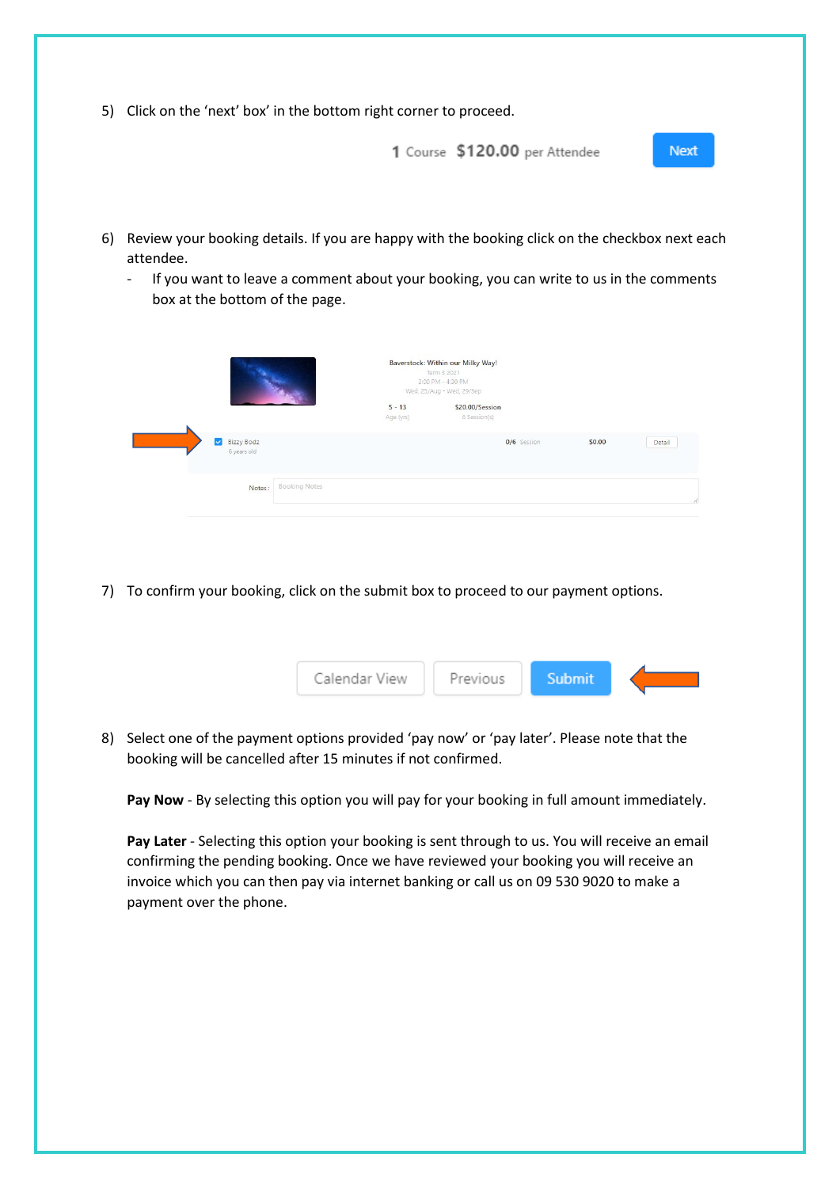5) Click on the 'next' box' in the bottom right corner to proceed.

1 Course $120.00 per Attendee Next

6) Review your booking details. If you are happy with the booking click on the checkbox next each attendee.
   - If you want to leave a comment about your booking, you can write to us in the comments box at the bottom of the page.

7) To confirm your booking, click on the submit box to proceed to our payment options.

Calendar View Previous Submit

8) Select one of the payment options provided 'pay now' or 'pay later'. Please note that the booking will be cancelled after 15 minutes if not confirmed.

   **Pay Now** - By selecting this option you will pay for your booking in full amount immediately.

   **Pay Later** - Selecting this option your booking is sent through to us. You will receive an email confirming the pending booking. Once we have reviewed your booking you will receive an invoice which you can then pay via internet banking or call us on 09 530 9020 to make a payment over the phone.